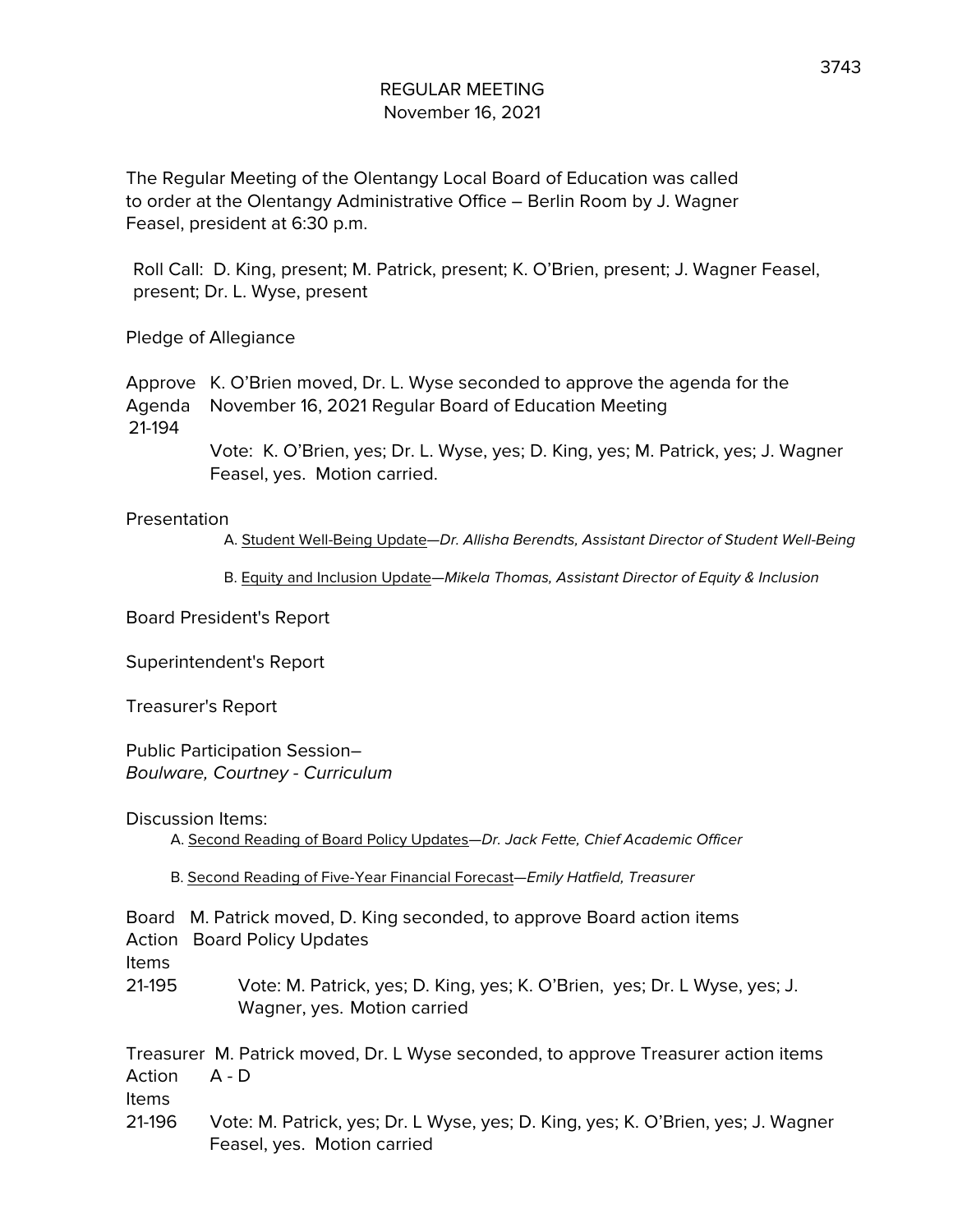# REGULAR MEETING
## November 16, 2021

The Regular Meeting of the Olentangy Local Board of Education was called to order at the Olentangy Administrative Office – Berlin Room by J. Wagner Feasel, president at 6:30 p.m.

Roll Call: D. King, present; M. Patrick, present; K. O'Brien, present; J. Wagner Feasel, present; Dr. L. Wyse, present

Pledge of Allegiance

**Approve Agenda 21-194**
K. O'Brien moved, Dr. L. Wyse seconded to approve the agenda for the November 16, 2021 Regular Board of Education Meeting

Vote: K. O'Brien, yes; Dr. L. Wyse, yes; D. King, yes; M. Patrick, yes; J. Wagner Feasel, yes. Motion carried.

Presentation

A. Student Well-Being Update—*Dr. Allisha Berendts, Assistant Director of Student Well-Being*

B. Equity and Inclusion Update—*Mikela Thomas, Assistant Director of Equity & Inclusion*

Board President's Report

Superintendent's Report

Treasurer's Report

Public Participation Session–
*Boulware, Courtney - Curriculum*

Discussion Items:

A. Second Reading of Board Policy Updates—*Dr. Jack Fette, Chief Academic Officer*

B. Second Reading of Five-Year Financial Forecast—*Emily Hatfield, Treasurer*

**Board Action Items 21-195**
M. Patrick moved, D. King seconded, to approve Board action items Board Policy Updates

Vote: M. Patrick, yes; D. King, yes; K. O'Brien, yes; Dr. L Wyse, yes; J. Wagner, yes. Motion carried

**Treasurer Action Items 21-196**
M. Patrick moved, Dr. L Wyse seconded, to approve Treasurer action items A - D

Vote: M. Patrick, yes; Dr. L Wyse, yes; D. King, yes; K. O'Brien, yes; J. Wagner Feasel, yes. Motion carried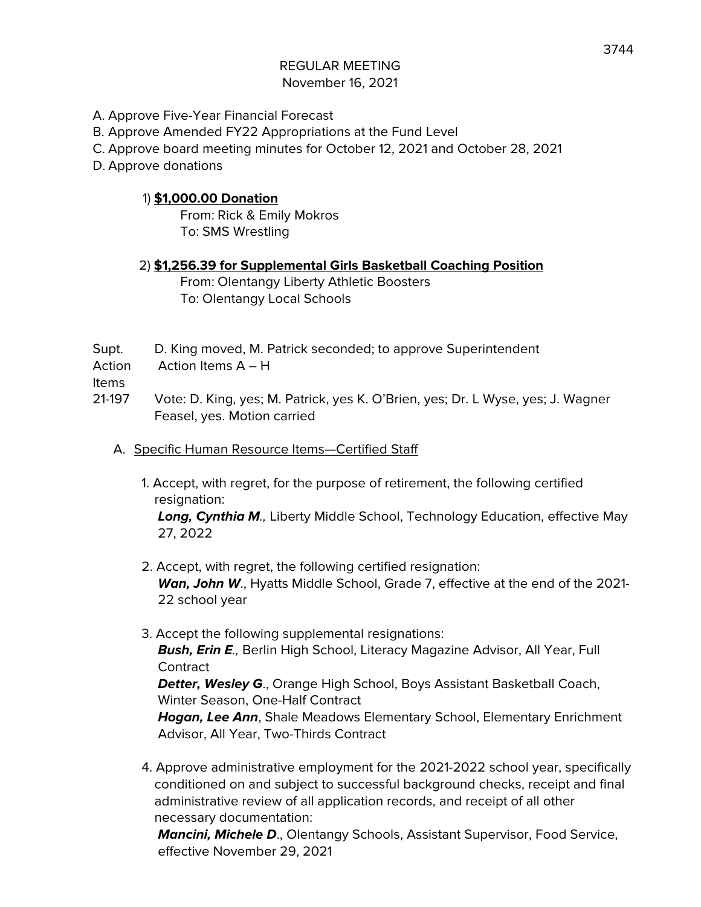REGULAR MEETING
November 16, 2021

A. Approve Five-Year Financial Forecast
B. Approve Amended FY22 Appropriations at the Fund Level
C. Approve board meeting minutes for October 12, 2021 and October 28, 2021
D. Approve donations

1) **$1,000.00 Donation**
   From: Rick & Emily Mokros
   To: SMS Wrestling

2) **$1,256.39 for Supplemental Girls Basketball Coaching Position**
   From: Olentangy Liberty Athletic Boosters
   To: Olentangy Local Schools

Supt. Action Items 21-197

D. King moved, M. Patrick seconded; to approve Superintendent Action Items A – H

Vote: D. King, yes; M. Patrick, yes K. O'Brien, yes; Dr. L Wyse, yes; J. Wagner Feasel, yes. Motion carried

A. Specific Human Resource Items—Certified Staff

1. Accept, with regret, for the purpose of retirement, the following certified resignation:
   ***Long, Cynthia M.,*** Liberty Middle School, Technology Education, effective May 27, 2022

2. Accept, with regret, the following certified resignation:
   ***Wan, John W***., Hyatts Middle School, Grade 7, effective at the end of the 2021-22 school year

3. Accept the following supplemental resignations:
   ***Bush, Erin E.,*** Berlin High School, Literacy Magazine Advisor, All Year, Full Contract
   ***Detter, Wesley G***., Orange High School, Boys Assistant Basketball Coach, Winter Season, One-Half Contract
   ***Hogan, Lee Ann***, Shale Meadows Elementary School, Elementary Enrichment Advisor, All Year, Two-Thirds Contract

4. Approve administrative employment for the 2021-2022 school year, specifically conditioned on and subject to successful background checks, receipt and final administrative review of all application records, and receipt of all other necessary documentation:
   ***Mancini, Michele D***., Olentangy Schools, Assistant Supervisor, Food Service, effective November 29, 2021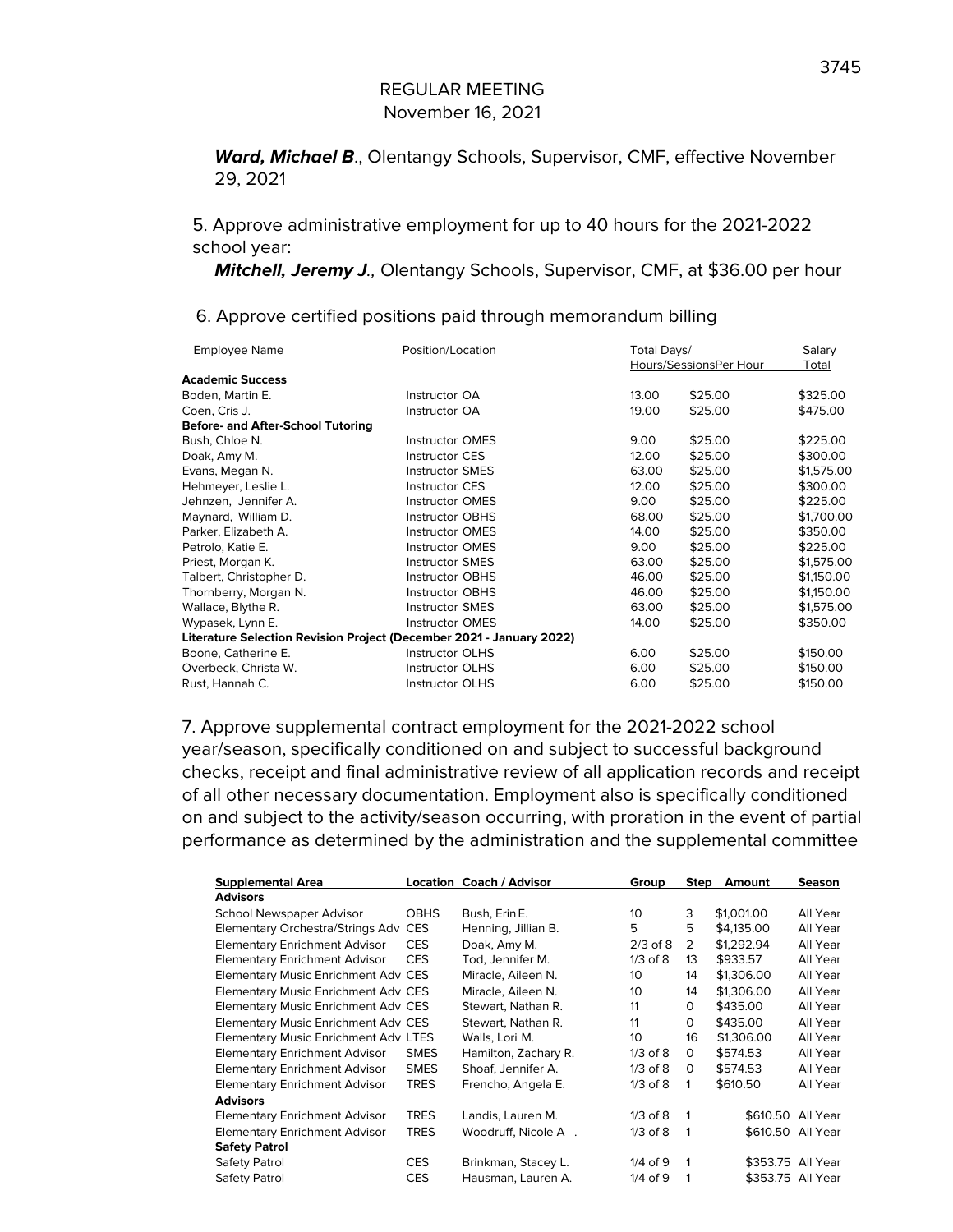REGULAR MEETING
November 16, 2021

***Ward, Michael B***., Olentangy Schools, Supervisor, CMF, effective November 29, 2021

5. Approve administrative employment for up to 40 hours for the 2021-2022 school year:

***Mitchell, Jeremy J**.,* Olentangy Schools, Supervisor, CMF, at $36.00 per hour

6. Approve certified positions paid through memorandum billing

| Employee Name | Position/Location | Total Days/ Hours/Sessions | Per Hour | Salary Total |
|---|---|---|---|---|
| **Academic Success** | | | | |
| Boden, Martin E. | Instructor OA | 13.00 | $25.00 | $325.00 |
| Coen, Cris J. | Instructor OA | 19.00 | $25.00 | $475.00 |
| **Before- and After-School Tutoring** | | | | |
| Bush, Chloe N. | Instructor OMES | 9.00 | $25.00 | $225.00 |
| Doak, Amy M. | Instructor CES | 12.00 | $25.00 | $300.00 |
| Evans, Megan N. | Instructor SMES | 63.00 | $25.00 | $1,575.00 |
| Hehmeyer, Leslie L. | Instructor CES | 12.00 | $25.00 | $300.00 |
| Jehnzen, Jennifer A. | Instructor OMES | 9.00 | $25.00 | $225.00 |
| Maynard, William D. | Instructor OBHS | 68.00 | $25.00 | $1,700.00 |
| Parker, Elizabeth A. | Instructor OMES | 14.00 | $25.00 | $350.00 |
| Petrolo, Katie E. | Instructor OMES | 9.00 | $25.00 | $225.00 |
| Priest, Morgan K. | Instructor SMES | 63.00 | $25.00 | $1,575.00 |
| Talbert, Christopher D. | Instructor OBHS | 46.00 | $25.00 | $1,150.00 |
| Thornberry, Morgan N. | Instructor OBHS | 46.00 | $25.00 | $1,150.00 |
| Wallace, Blythe R. | Instructor SMES | 63.00 | $25.00 | $1,575.00 |
| Wypasek, Lynn E. | Instructor OMES | 14.00 | $25.00 | $350.00 |
| **Literature Selection Revision Project (December 2021 - January 2022)** | | | | |
| Boone, Catherine E. | Instructor OLHS | 6.00 | $25.00 | $150.00 |
| Overbeck, Christa W. | Instructor OLHS | 6.00 | $25.00 | $150.00 |
| Rust, Hannah C. | Instructor OLHS | 6.00 | $25.00 | $150.00 |

7. Approve supplemental contract employment for the 2021-2022 school year/season, specifically conditioned on and subject to successful background checks, receipt and final administrative review of all application records and receipt of all other necessary documentation. Employment also is specifically conditioned on and subject to the activity/season occurring, with proration in the event of partial performance as determined by the administration and the supplemental committee

| Supplemental Area | Location | Coach / Advisor | Group | Step | Amount | Season |
|---|---|---|---|---|---|---|
| **Advisors** | | | | | | |
| School Newspaper Advisor | OBHS | Bush, Erin E. | 10 | 3 | $1,001.00 | All Year |
| Elementary Orchestra/Strings Adv | CES | Henning, Jillian B. | 5 | 5 | $4,135.00 | All Year |
| Elementary Enrichment Advisor | CES | Doak, Amy M. | 2/3 of 8 | 2 | $1,292.94 | All Year |
| Elementary Enrichment Advisor | CES | Tod, Jennifer M. | 1/3 of 8 | 13 | $933.57 | All Year |
| Elementary Music Enrichment Adv | CES | Miracle, Aileen N. | 10 | 14 | $1,306.00 | All Year |
| Elementary Music Enrichment Adv | CES | Miracle, Aileen N. | 10 | 14 | $1,306.00 | All Year |
| Elementary Music Enrichment Adv | CES | Stewart, Nathan R. | 11 | 0 | $435.00 | All Year |
| Elementary Music Enrichment Adv | CES | Stewart, Nathan R. | 11 | 0 | $435.00 | All Year |
| Elementary Music Enrichment Adv | LTES | Walls, Lori M. | 10 | 16 | $1,306.00 | All Year |
| Elementary Enrichment Advisor | SMES | Hamilton, Zachary R. | 1/3 of 8 | 0 | $574.53 | All Year |
| Elementary Enrichment Advisor | SMES | Shoaf, Jennifer A. | 1/3 of 8 | 0 | $574.53 | All Year |
| Elementary Enrichment Advisor | TRES | Frencho, Angela E. | 1/3 of 8 | 1 | $610.50 | All Year |
| **Advisors** | | | | | | |
| Elementary Enrichment Advisor | TRES | Landis, Lauren M. | 1/3 of 8 | 1 | $610.50 | All Year |
| Elementary Enrichment Advisor | TRES | Woodruff, Nicole A . | 1/3 of 8 | 1 | $610.50 | All Year |
| **Safety Patrol** | | | | | | |
| Safety Patrol | CES | Brinkman, Stacey L. | 1/4 of 9 | 1 | $353.75 | All Year |
| Safety Patrol | CES | Hausman, Lauren A. | 1/4 of 9 | 1 | $353.75 | All Year |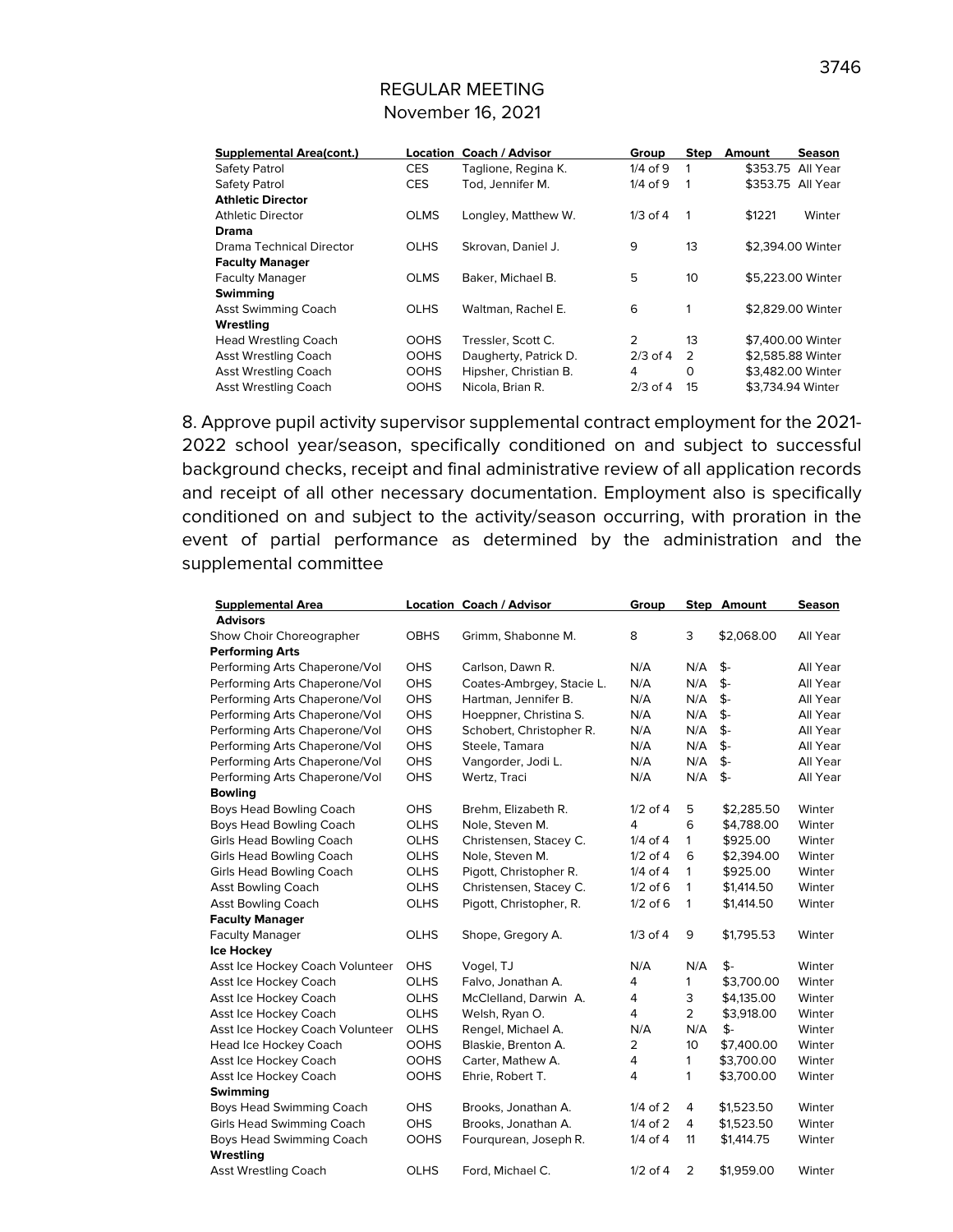REGULAR MEETING
November 16, 2021

| Supplemental Area(cont.) | Location | Coach / Advisor | Group | Step | Amount | Season |
|---|---|---|---|---|---|---|
| Safety Patrol | CES | Taglione, Regina K. | 1/4 of 9 | 1 | $353.75 | All Year |
| Safety Patrol | CES | Tod, Jennifer M. | 1/4 of 9 | 1 | $353.75 | All Year |
| **Athletic Director** | | | | | | |
| Athletic Director | OLMS | Longley, Matthew W. | 1/3 of 4 | 1 | $1221 | Winter |
| **Drama** | | | | | | |
| Drama Technical Director | OLHS | Skrovan, Daniel J. | 9 | 13 | $2,394.00 | Winter |
| **Faculty Manager** | | | | | | |
| Faculty Manager | OLMS | Baker, Michael B. | 5 | 10 | $5,223.00 | Winter |
| **Swimming** | | | | | | |
| Asst Swimming Coach | OLHS | Waltman, Rachel E. | 6 | 1 | $2,829.00 | Winter |
| **Wrestling** | | | | | | |
| Head Wrestling Coach | OOHS | Tressler, Scott C. | 2 | 13 | $7,400.00 | Winter |
| Asst Wrestling Coach | OOHS | Daugherty, Patrick D. | 2/3 of 4 | 2 | $2,585.88 | Winter |
| Asst Wrestling Coach | OOHS | Hipsher, Christian B. | 4 | 0 | $3,482.00 | Winter |
| Asst Wrestling Coach | OOHS | Nicola, Brian R. | 2/3 of 4 | 15 | $3,734.94 | Winter |

8. Approve pupil activity supervisor supplemental contract employment for the 2021-2022 school year/season, specifically conditioned on and subject to successful background checks, receipt and final administrative review of all application records and receipt of all other necessary documentation. Employment also is specifically conditioned on and subject to the activity/season occurring, with proration in the event of partial performance as determined by the administration and the supplemental committee

| Supplemental Area | Location | Coach / Advisor | Group | Step | Amount | Season |
|---|---|---|---|---|---|---|
| **Advisors** | | | | | | |
| Show Choir Choreographer | OBHS | Grimm, Shabonne M. | 8 | 3 | $2,068.00 | All Year |
| **Performing Arts** | | | | | | |
| Performing Arts Chaperone/Vol | OHS | Carlson, Dawn R. | N/A | N/A | $- | All Year |
| Performing Arts Chaperone/Vol | OHS | Coates-Ambrgey, Stacie L. | N/A | N/A | $- | All Year |
| Performing Arts Chaperone/Vol | OHS | Hartman, Jennifer B. | N/A | N/A | $- | All Year |
| Performing Arts Chaperone/Vol | OHS | Hoeppner, Christina S. | N/A | N/A | $- | All Year |
| Performing Arts Chaperone/Vol | OHS | Schobert, Christopher R. | N/A | N/A | $- | All Year |
| Performing Arts Chaperone/Vol | OHS | Steele, Tamara | N/A | N/A | $- | All Year |
| Performing Arts Chaperone/Vol | OHS | Vangorder, Jodi L. | N/A | N/A | $- | All Year |
| Performing Arts Chaperone/Vol | OHS | Wertz, Traci | N/A | N/A | $- | All Year |
| **Bowling** | | | | | | |
| Boys Head Bowling Coach | OHS | Brehm, Elizabeth R. | 1/2 of 4 | 5 | $2,285.50 | Winter |
| Boys Head Bowling Coach | OLHS | Nole, Steven M. | 4 | 6 | $4,788.00 | Winter |
| Girls Head Bowling Coach | OLHS | Christensen, Stacey C. | 1/4 of 4 | 1 | $925.00 | Winter |
| Girls Head Bowling Coach | OLHS | Nole, Steven M. | 1/2 of 4 | 6 | $2,394.00 | Winter |
| Girls Head Bowling Coach | OLHS | Pigott, Christopher R. | 1/4 of 4 | 1 | $925.00 | Winter |
| Asst Bowling Coach | OLHS | Christensen, Stacey C. | 1/2 of 6 | 1 | $1,414.50 | Winter |
| Asst Bowling Coach | OLHS | Pigott, Christopher, R. | 1/2 of 6 | 1 | $1,414.50 | Winter |
| **Faculty Manager** | | | | | | |
| Faculty Manager | OLHS | Shope, Gregory A. | 1/3 of 4 | 9 | $1,795.53 | Winter |
| **Ice Hockey** | | | | | | |
| Asst Ice Hockey Coach Volunteer | OHS | Vogel, TJ | N/A | N/A | $- | Winter |
| Asst Ice Hockey Coach | OLHS | Falvo, Jonathan A. | 4 | 1 | $3,700.00 | Winter |
| Asst Ice Hockey Coach | OLHS | McClelland, Darwin A. | 4 | 3 | $4,135.00 | Winter |
| Asst Ice Hockey Coach | OLHS | Welsh, Ryan O. | 4 | 2 | $3,918.00 | Winter |
| Asst Ice Hockey Coach Volunteer | OLHS | Rengel, Michael A. | N/A | N/A | $- | Winter |
| Head Ice Hockey Coach | OOHS | Blaskie, Brenton A. | 2 | 10 | $7,400.00 | Winter |
| Asst Ice Hockey Coach | OOHS | Carter, Mathew A. | 4 | 1 | $3,700.00 | Winter |
| Asst Ice Hockey Coach | OOHS | Ehrie, Robert T. | 4 | 1 | $3,700.00 | Winter |
| **Swimming** | | | | | | |
| Boys Head Swimming Coach | OHS | Brooks, Jonathan A. | 1/4 of 2 | 4 | $1,523.50 | Winter |
| Girls Head Swimming Coach | OHS | Brooks, Jonathan A. | 1/4 of 2 | 4 | $1,523.50 | Winter |
| Boys Head Swimming Coach | OOHS | Fourqurean, Joseph R. | 1/4 of 4 | 11 | $1,414.75 | Winter |
| **Wrestling** | | | | | | |
| Asst Wrestling Coach | OLHS | Ford, Michael C. | 1/2 of 4 | 2 | $1,959.00 | Winter |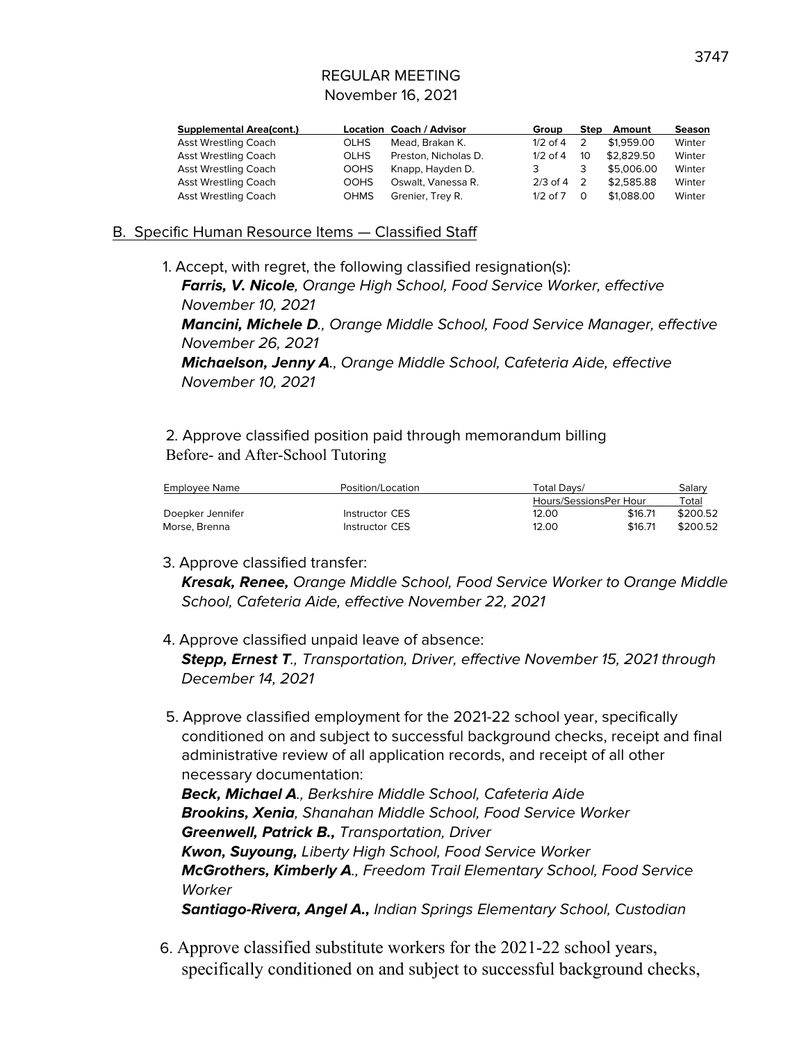REGULAR MEETING
November 16, 2021

| Supplemental Area(cont.) | Location | Coach / Advisor | Group | Step | Amount | Season |
|---|---|---|---|---|---|---|
| Asst Wrestling Coach | OLHS | Mead, Brakan K. | 1/2 of 4 | 2 | $1,959.00 | Winter |
| Asst Wrestling Coach | OLHS | Preston, Nicholas D. | 1/2 of 4 | 10 | $2,829.50 | Winter |
| Asst Wrestling Coach | OOHS | Knapp, Hayden D. | 3 | 3 | $5,006.00 | Winter |
| Asst Wrestling Coach | OOHS | Oswalt, Vanessa R. | 2/3 of 4 | 2 | $2,585.88 | Winter |
| Asst Wrestling Coach | OHMS | Grenier, Trey R. | 1/2 of 7 | 0 | $1,088.00 | Winter |

## B. Specific Human Resource Items — Classified Staff

1. Accept, with regret, the following classified resignation(s):
   ***Farris, V. Nicole****, Orange High School, Food Service Worker, effective November 10, 2021*
   ***Mancini, Michele D****., Orange Middle School, Food Service Manager, effective November 26, 2021*
   ***Michaelson, Jenny A****., Orange Middle School, Cafeteria Aide, effective November 10, 2021*

2. Approve classified position paid through memorandum billing
   Before- and After-School Tutoring

| Employee Name | Position/Location | Total Days/ Hours/Sessions | Per Hour | Salary Total |
|---|---|---|---|---|
| Doepker Jennifer | Instructor CES | 12.00 | $16.71 | $200.52 |
| Morse, Brenna | Instructor CES | 12.00 | $16.71 | $200.52 |

3. Approve classified transfer:
   ***Kresak, Renee,*** *Orange Middle School, Food Service Worker to Orange Middle School, Cafeteria Aide, effective November 22, 2021*

4. Approve classified unpaid leave of absence:
   ***Stepp, Ernest T****., Transportation, Driver, effective November 15, 2021 through December 14, 2021*

5. Approve classified employment for the 2021-22 school year, specifically conditioned on and subject to successful background checks, receipt and final administrative review of all application records, and receipt of all other necessary documentation:
   ***Beck, Michael A****., Berkshire Middle School, Cafeteria Aide*
   ***Brookins, Xenia****, Shanahan Middle School, Food Service Worker*
   ***Greenwell, Patrick B.,*** *Transportation, Driver*
   ***Kwon, Suyoung,*** *Liberty High School, Food Service Worker*
   ***McGrothers, Kimberly A****., Freedom Trail Elementary School, Food Service Worker*
   ***Santiago-Rivera, Angel A.,*** *Indian Springs Elementary School, Custodian*

6. Approve classified substitute workers for the 2021-22 school years, specifically conditioned on and subject to successful background checks,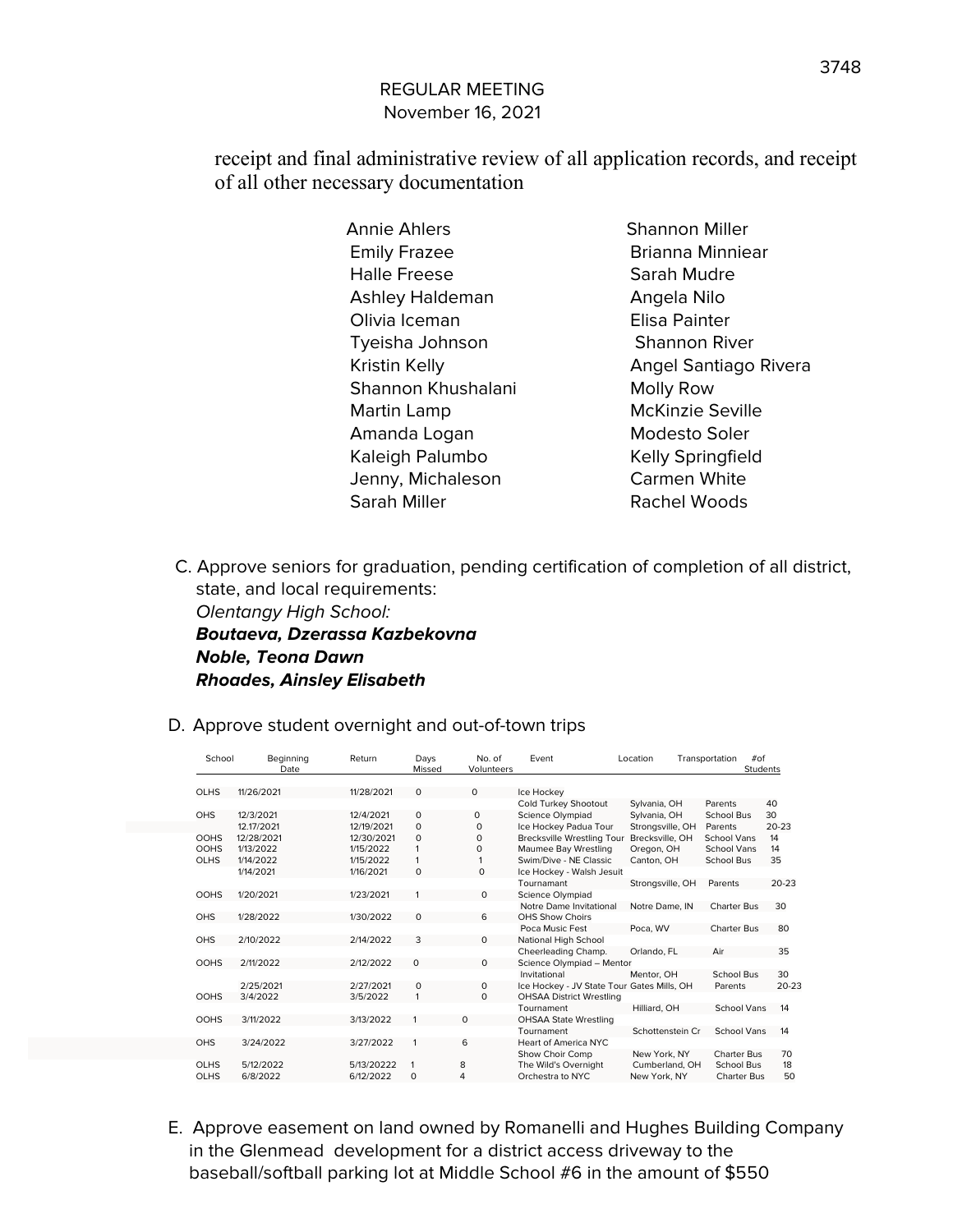REGULAR MEETING
November 16, 2021

receipt and final administrative review of all application records, and receipt of all other necessary documentation

Annie Ahlers
Emily Frazee
Halle Freese
Ashley Haldeman
Olivia Iceman
Tyeisha Johnson
Kristin Kelly
Shannon Khushalani
Martin Lamp
Amanda Logan
Kaleigh Palumbo
Jenny, Michaleson
Sarah Miller
Shannon Miller
Brianna Minniear
Sarah Mudre
Angela Nilo
Elisa Painter
Shannon River
Angel Santiago Rivera
Molly Row
McKinzie Seville
Modesto Soler
Kelly Springfield
Carmen White
Rachel Woods

C. Approve seniors for graduation, pending certification of completion of all district, state, and local requirements:
*Olentangy High School:*
***Boutaeva, Dzerassa Kazbekovna***
***Noble, Teona Dawn***
***Rhoades, Ainsley Elisabeth***

D. Approve student overnight and out-of-town trips

| School | Beginning Date | Return | Days Missed | No. of Volunteers | Event | Location | Transportation | #of Students |
|---|---|---|---|---|---|---|---|---|
| OLHS | 11/26/2021 | 11/28/2021 | 0 | 0 | Ice Hockey Cold Turkey Shootout | Sylvania, OH | Parents | 40 |
| OHS | 12/3/2021 | 12/4/2021 | 0 | 0 | Science Olympiad | Sylvania, OH | School Bus | 30 |
| | 12.17/2021 | 12/19/2021 | 0 | 0 | Ice Hockey Padua Tour | Strongsville, OH | Parents | 20-23 |
| OOHS | 12/28/2021 | 12/30/2021 | 0 | 0 | Brecksville Wrestling Tour | Brecksville, OH | School Vans | 14 |
| OOHS | 1/13/2022 | 1/15/2022 | 1 | 0 | Maumee Bay Wrestling | Oregon, OH | School Vans | 14 |
| OLHS | 1/14/2022 | 1/15/2022 | 1 | 1 | Swim/Dive - NE Classic | Canton, OH | School Bus | 35 |
| | 1/14/2021 | 1/16/2021 | 0 | 0 | Ice Hockey - Walsh Jesuit Tournamant | Strongsville, OH | Parents | 20-23 |
| OOHS | 1/20/2021 | 1/23/2021 | 1 | 0 | Science Olympiad Notre Dame Invitational | Notre Dame, IN | Charter Bus | 30 |
| OHS | 1/28/2022 | 1/30/2022 | 0 | 6 | OHS Show Choirs Poca Music Fest | Poca, WV | Charter Bus | 80 |
| OHS | 2/10/2022 | 2/14/2022 | 3 | 0 | National High School Cheerleading Champ. | Orlando, FL | Air | 35 |
| OOHS | 2/11/2022 | 2/12/2022 | 0 | 0 | Science Olympiad – Mentor Invitational | Mentor, OH | School Bus | 30 |
| | 2/25/2021 | 2/27/2021 | 0 | 0 | Ice Hockey - JV State Tour | Gates Mills, OH | Parents | 20-23 |
| OOHS | 3/4/2022 | 3/5/2022 | 1 | 0 | OHSAA District Wrestling Tournament | Hilliard, OH | School Vans | 14 |
| OOHS | 3/11/2022 | 3/13/2022 | 1 | 0 | OHSAA State Wrestling Tournament | Schottenstein Cr | School Vans | 14 |
| OHS | 3/24/2022 | 3/27/2022 | 1 | 6 | Heart of America NYC Show Choir Comp | New York, NY | Charter Bus | 70 |
| OLHS | 5/12/2022 | 5/13/20222 | 1 | 8 | The Wild's Overnight | Cumberland, OH | School Bus | 18 |
| OLHS | 6/8/2022 | 6/12/2022 | 0 | 4 | Orchestra to NYC | New York, NY | Charter Bus | 50 |

E. Approve easement on land owned by Romanelli and Hughes Building Company in the Glenmead development for a district access driveway to the baseball/softball parking lot at Middle School #6 in the amount of $550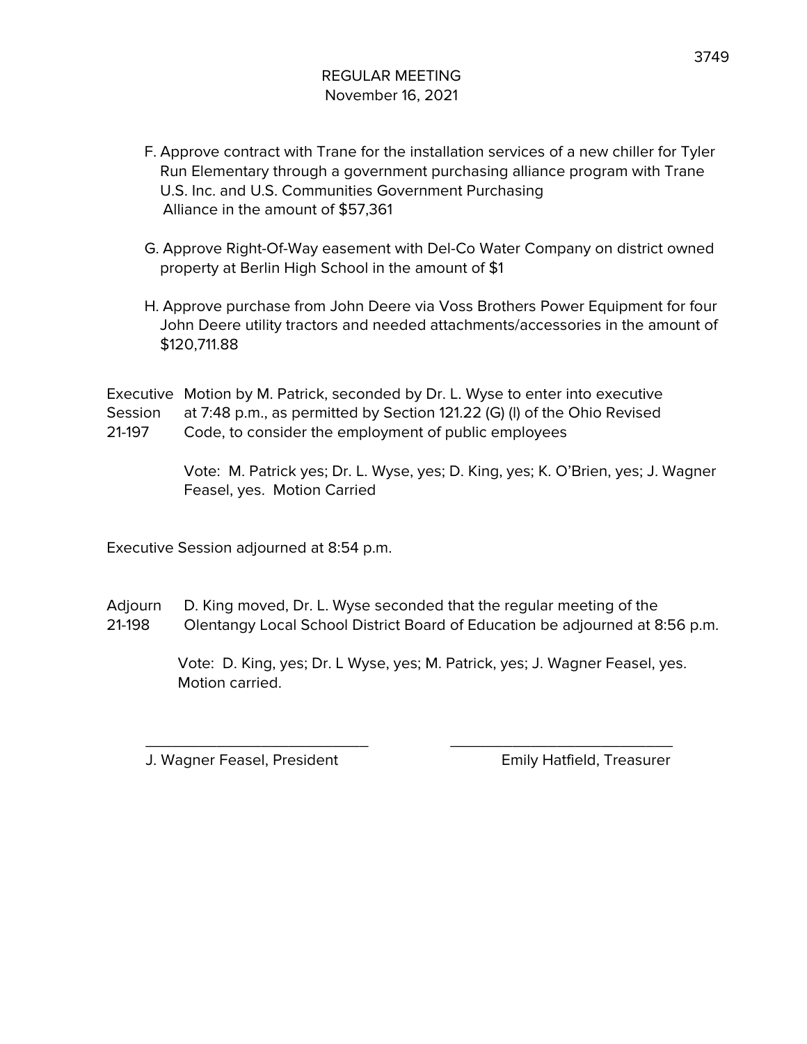# REGULAR MEETING
November 16, 2021

F. Approve contract with Trane for the installation services of a new chiller for Tyler Run Elementary through a government purchasing alliance program with Trane U.S. Inc. and U.S. Communities Government Purchasing Alliance in the amount of $57,361

G. Approve Right-Of-Way easement with Del-Co Water Company on district owned property at Berlin High School in the amount of $1

H. Approve purchase from John Deere via Voss Brothers Power Equipment for four John Deere utility tractors and needed attachments/accessories in the amount of $120,711.88

**Executive Session 21-197**

Motion by M. Patrick, seconded by Dr. L. Wyse to enter into executive at 7:48 p.m., as permitted by Section 121.22 (G) (l) of the Ohio Revised Code, to consider the employment of public employees

Vote: M. Patrick yes; Dr. L. Wyse, yes; D. King, yes; K. O'Brien, yes; J. Wagner Feasel, yes. Motion Carried

Executive Session adjourned at 8:54 p.m.

**Adjourn 21-198**

D. King moved, Dr. L. Wyse seconded that the regular meeting of the Olentangy Local School District Board of Education be adjourned at 8:56 p.m.

Vote: D. King, yes; Dr. L Wyse, yes; M. Patrick, yes; J. Wagner Feasel, yes. Motion carried.

\_\_\_\_\_\_\_\_\_\_\_\_\_\_\_\_\_\_\_\_\_\_\_\_\_\_\_\_
J. Wagner Feasel, President

\_\_\_\_\_\_\_\_\_\_\_\_\_\_\_\_\_\_\_\_\_\_\_\_\_\_\_\_
Emily Hatfield, Treasurer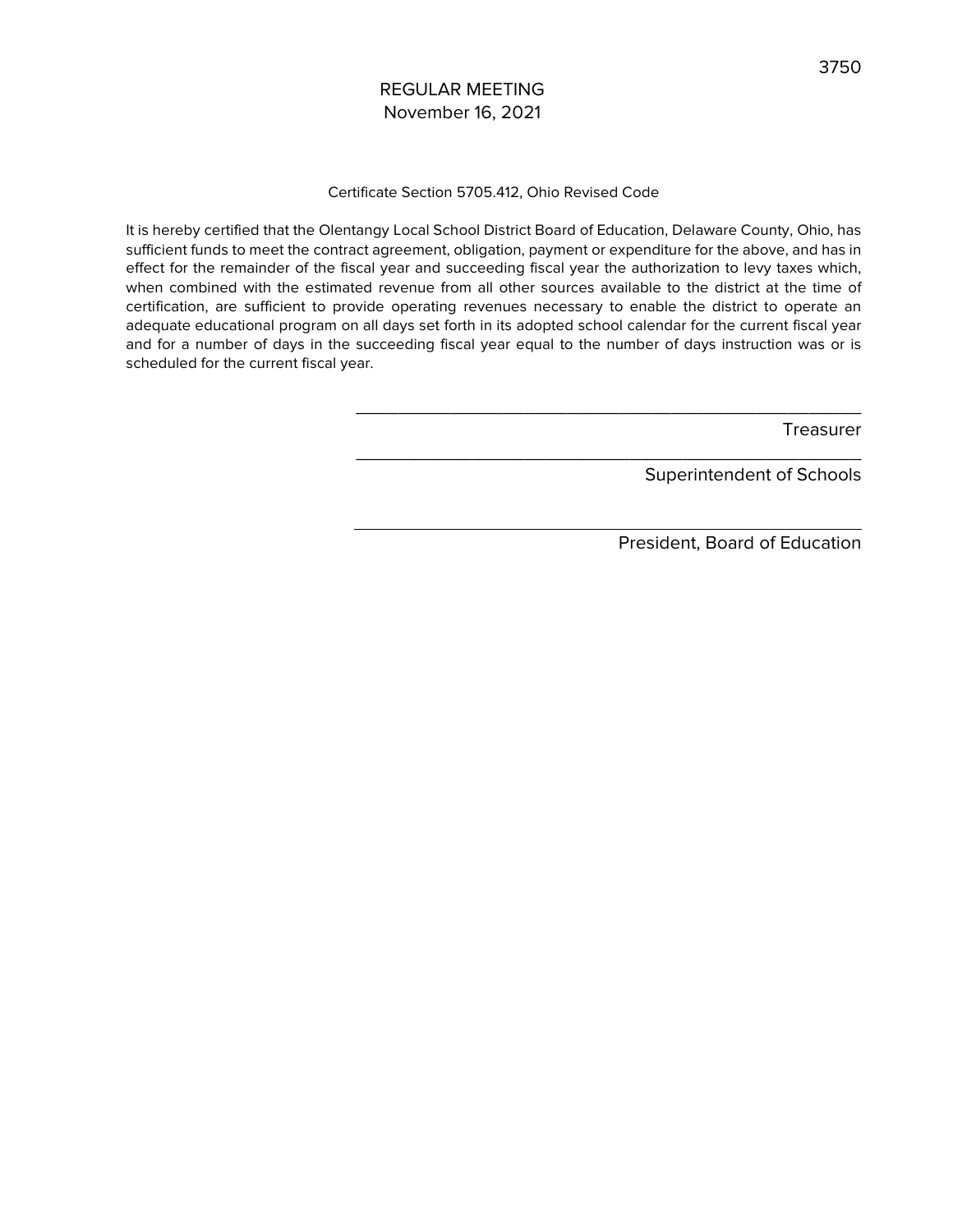REGULAR MEETING
November 16, 2021

Certificate Section 5705.412, Ohio Revised Code

It is hereby certified that the Olentangy Local School District Board of Education, Delaware County, Ohio, has sufficient funds to meet the contract agreement, obligation, payment or expenditure for the above, and has in effect for the remainder of the fiscal year and succeeding fiscal year the authorization to levy taxes which, when combined with the estimated revenue from all other sources available to the district at the time of certification, are sufficient to provide operating revenues necessary to enable the district to operate an adequate educational program on all days set forth in its adopted school calendar for the current fiscal year and for a number of days in the succeeding fiscal year equal to the number of days instruction was or is scheduled for the current fiscal year.

\_\_\_\_\_\_\_\_\_\_\_\_\_\_\_\_\_\_\_\_\_\_\_\_\_\_\_\_\_\_\_\_\_\_\_\_\_\_\_\_

Treasurer

\_\_\_\_\_\_\_\_\_\_\_\_\_\_\_\_\_\_\_\_\_\_\_\_\_\_\_\_\_\_\_\_\_\_\_\_\_\_\_\_

Superintendent of Schools

\_\_\_\_\_\_\_\_\_\_\_\_\_\_\_\_\_\_\_\_\_\_\_\_\_\_\_\_\_\_\_\_\_\_\_\_\_\_\_\_

President, Board of Education